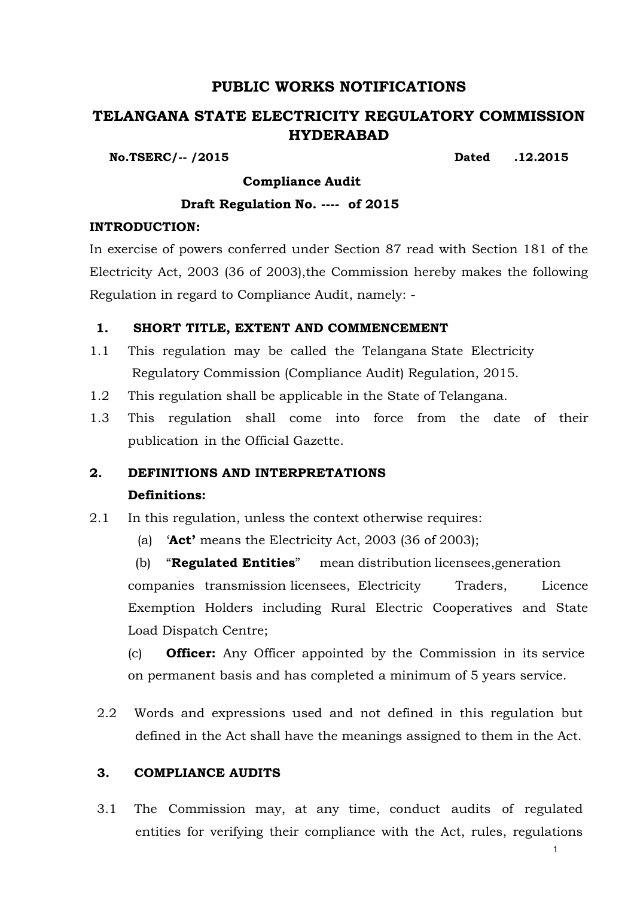# PUBLIC WORKS NOTIFICATIONS

# TELANGANA STATE ELECTRICITY REGULATORY COMMISSION HYDERABAD

**No.TSERC/-- /2015** **Dated .12.2015**

**Compliance Audit**

**Draft Regulation No. ---- of 2015**

**INTRODUCTION:**

In exercise of powers conferred under Section 87 read with Section 181 of the Electricity Act, 2003 (36 of 2003),the Commission hereby makes the following Regulation in regard to Compliance Audit, namely: -

## 1. SHORT TITLE, EXTENT AND COMMENCEMENT

1.1 This regulation may be called the Telangana State Electricity Regulatory Commission (Compliance Audit) Regulation, 2015.

1.2 This regulation shall be applicable in the State of Telangana.

1.3 This regulation shall come into force from the date of their publication in the Official Gazette.

## 2. DEFINITIONS AND INTERPRETATIONS

**Definitions:**

2.1 In this regulation, unless the context otherwise requires:

(a) '**Act'** means the Electricity Act, 2003 (36 of 2003);

(b) "**Regulated Entities**" mean distribution licensees,generation companies transmission licensees, Electricity Traders, Licence Exemption Holders including Rural Electric Cooperatives and State Load Dispatch Centre;

(c) **Officer:** Any Officer appointed by the Commission in its service on permanent basis and has completed a minimum of 5 years service.

2.2 Words and expressions used and not defined in this regulation but defined in the Act shall have the meanings assigned to them in the Act.

## 3. COMPLIANCE AUDITS

3.1 The Commission may, at any time, conduct audits of regulated entities for verifying their compliance with the Act, rules, regulations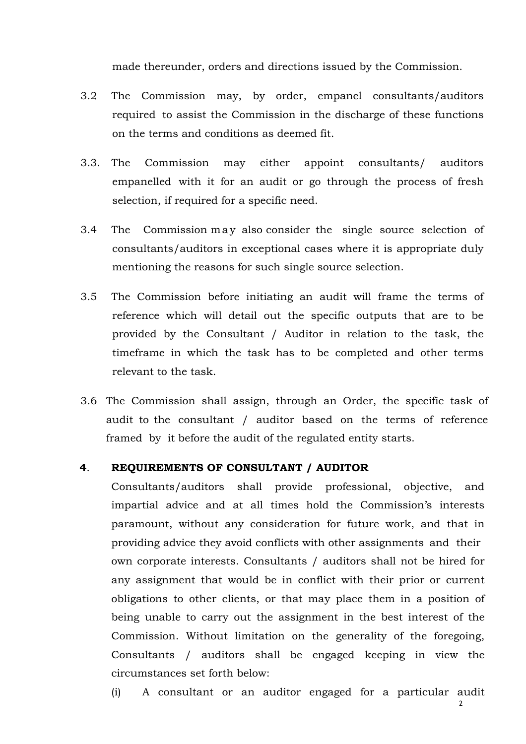made thereunder, orders and directions issued by the Commission.

3.2 The Commission may, by order, empanel consultants/auditors required to assist the Commission in the discharge of these functions on the terms and conditions as deemed fit.

3.3. The Commission may either appoint consultants/ auditors empanelled with it for an audit or go through the process of fresh selection, if required for a specific need.

3.4 The Commission may also consider the single source selection of consultants/auditors in exceptional cases where it is appropriate duly mentioning the reasons for such single source selection.

3.5 The Commission before initiating an audit will frame the terms of reference which will detail out the specific outputs that are to be provided by the Consultant / Auditor in relation to the task, the timeframe in which the task has to be completed and other terms relevant to the task.

3.6 The Commission shall assign, through an Order, the specific task of audit to the consultant / auditor based on the terms of reference framed by it before the audit of the regulated entity starts.

## 4. REQUIREMENTS OF CONSULTANT / AUDITOR

Consultants/auditors shall provide professional, objective, and impartial advice and at all times hold the Commission's interests paramount, without any consideration for future work, and that in providing advice they avoid conflicts with other assignments and their own corporate interests. Consultants / auditors shall not be hired for any assignment that would be in conflict with their prior or current obligations to other clients, or that may place them in a position of being unable to carry out the assignment in the best interest of the Commission. Without limitation on the generality of the foregoing, Consultants / auditors shall be engaged keeping in view the circumstances set forth below:

(i) A consultant or an auditor engaged for a particular audit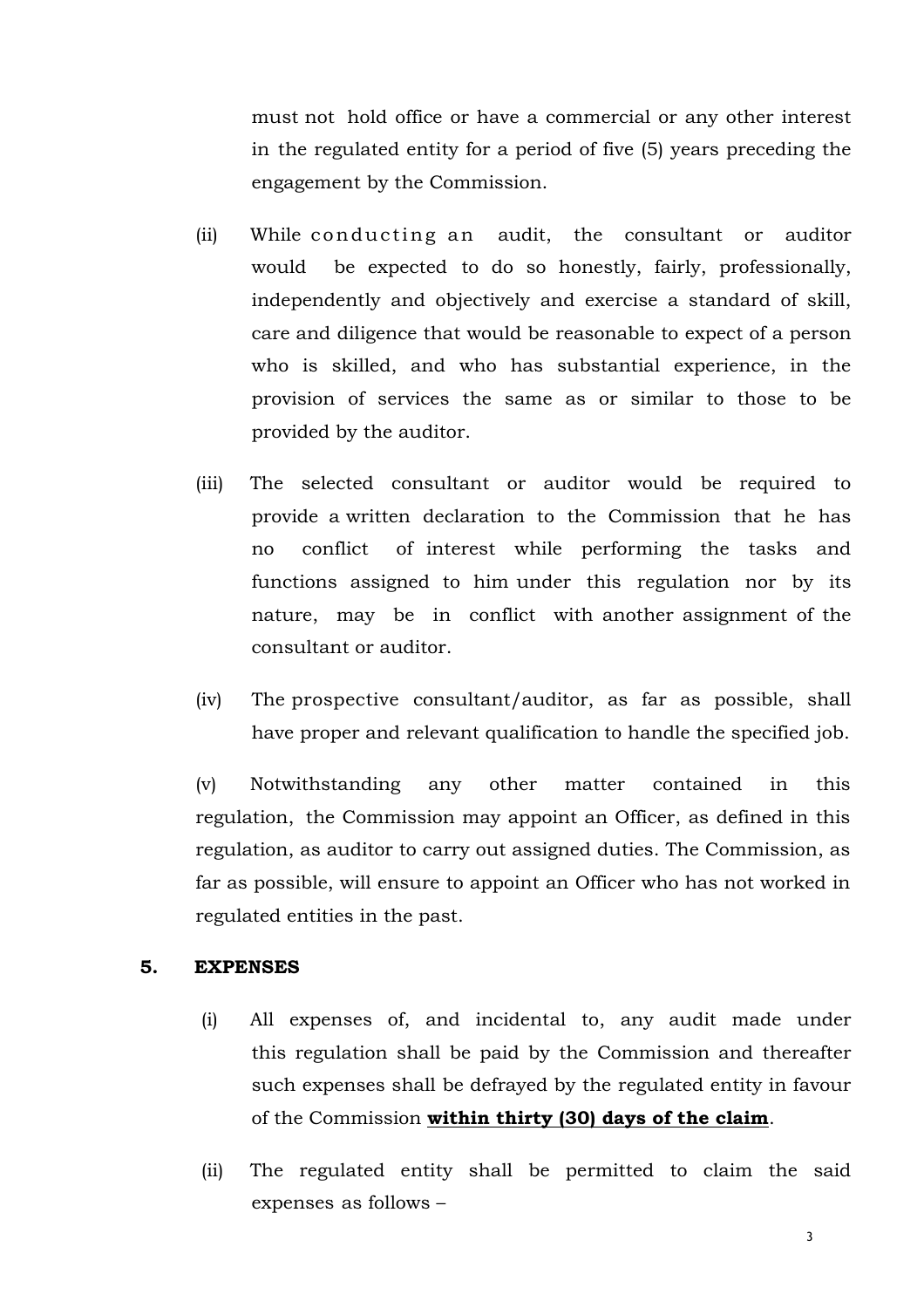must not hold office or have a commercial or any other interest in the regulated entity for a period of five (5) years preceding the engagement by the Commission.

(ii) While conducting an audit, the consultant or auditor would be expected to do so honestly, fairly, professionally, independently and objectively and exercise a standard of skill, care and diligence that would be reasonable to expect of a person who is skilled, and who has substantial experience, in the provision of services the same as or similar to those to be provided by the auditor.

(iii) The selected consultant or auditor would be required to provide a written declaration to the Commission that he has no conflict of interest while performing the tasks and functions assigned to him under this regulation nor by its nature, may be in conflict with another assignment of the consultant or auditor.

(iv) The prospective consultant/auditor, as far as possible, shall have proper and relevant qualification to handle the specified job.

(v) Notwithstanding any other matter contained in this regulation, the Commission may appoint an Officer, as defined in this regulation, as auditor to carry out assigned duties. The Commission, as far as possible, will ensure to appoint an Officer who has not worked in regulated entities in the past.

## 5. EXPENSES

(i) All expenses of, and incidental to, any audit made under this regulation shall be paid by the Commission and thereafter such expenses shall be defrayed by the regulated entity in favour of the Commission **within thirty (30) days of the claim**.

(ii) The regulated entity shall be permitted to claim the said expenses as follows –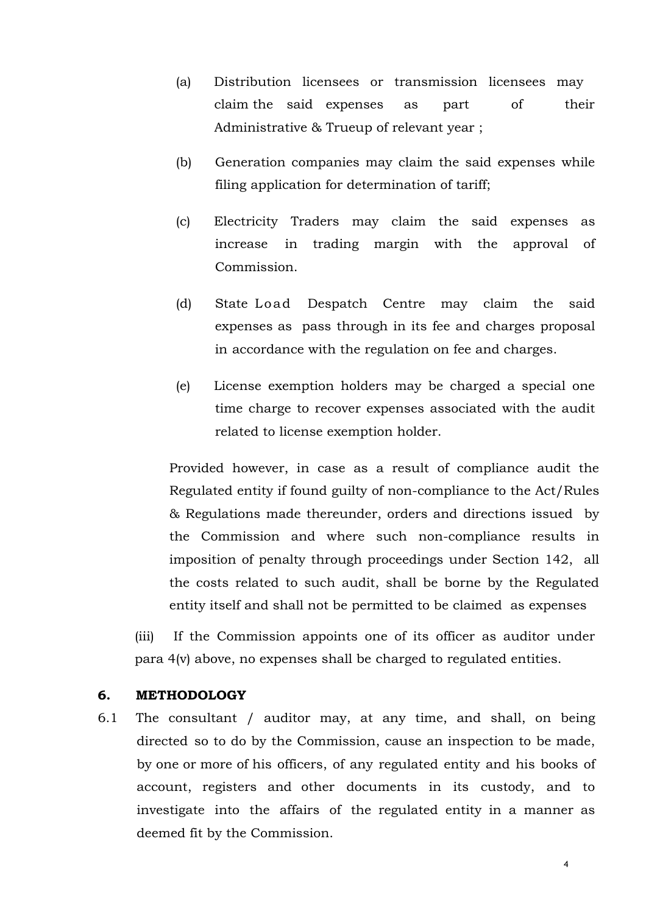(a) Distribution licensees or transmission licensees may claim the said expenses as part of their Administrative & Trueup of relevant year ;

(b) Generation companies may claim the said expenses while filing application for determination of tariff;

(c) Electricity Traders may claim the said expenses as increase in trading margin with the approval of Commission.

(d) State Load Despatch Centre may claim the said expenses as pass through in its fee and charges proposal in accordance with the regulation on fee and charges.

(e) License exemption holders may be charged a special one time charge to recover expenses associated with the audit related to license exemption holder.

Provided however, in case as a result of compliance audit the Regulated entity if found guilty of non-compliance to the Act/Rules & Regulations made thereunder, orders and directions issued by the Commission and where such non-compliance results in imposition of penalty through proceedings under Section 142, all the costs related to such audit, shall be borne by the Regulated entity itself and shall not be permitted to be claimed as expenses

(iii) If the Commission appoints one of its officer as auditor under para 4(v) above, no expenses shall be charged to regulated entities.

## 6. METHODOLOGY

6.1 The consultant / auditor may, at any time, and shall, on being directed so to do by the Commission, cause an inspection to be made, by one or more of his officers, of any regulated entity and his books of account, registers and other documents in its custody, and to investigate into the affairs of the regulated entity in a manner as deemed fit by the Commission.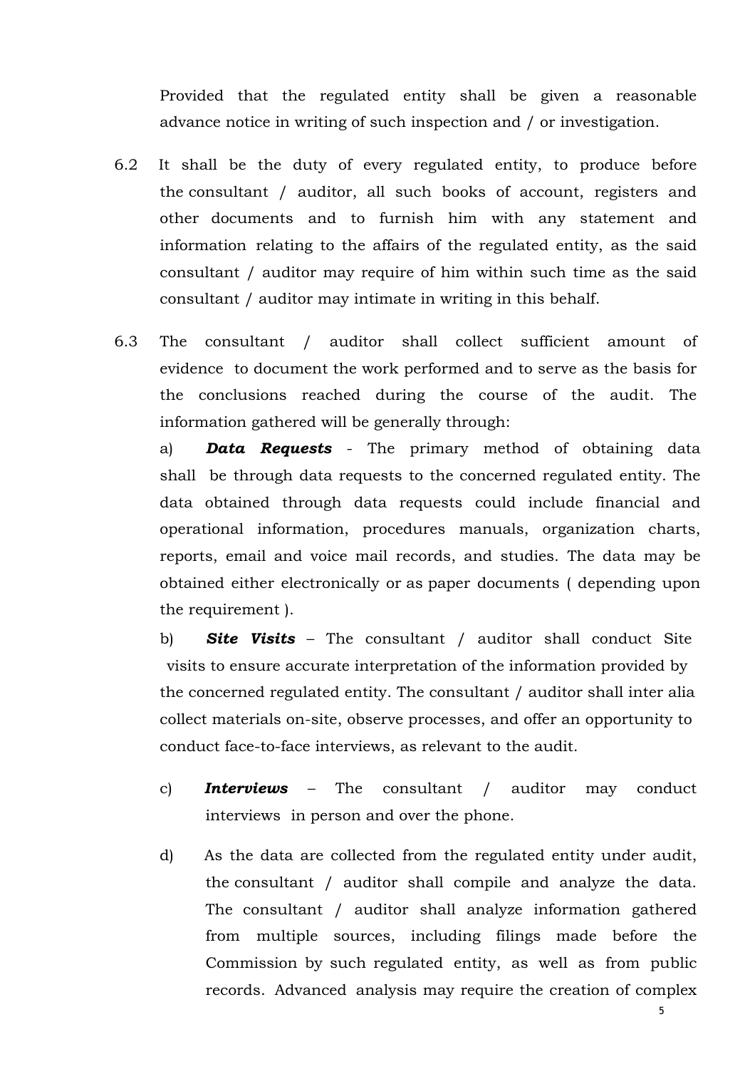Provided that the regulated entity shall be given a reasonable advance notice in writing of such inspection and / or investigation.

6.2 It shall be the duty of every regulated entity, to produce before the consultant / auditor, all such books of account, registers and other documents and to furnish him with any statement and information relating to the affairs of the regulated entity, as the said consultant / auditor may require of him within such time as the said consultant / auditor may intimate in writing in this behalf.

6.3 The consultant / auditor shall collect sufficient amount of evidence to document the work performed and to serve as the basis for the conclusions reached during the course of the audit. The information gathered will be generally through:

a) ***Data Requests*** - The primary method of obtaining data shall be through data requests to the concerned regulated entity. The data obtained through data requests could include financial and operational information, procedures manuals, organization charts, reports, email and voice mail records, and studies. The data may be obtained either electronically or as paper documents ( depending upon the requirement ).

b) ***Site Visits*** – The consultant / auditor shall conduct Site visits to ensure accurate interpretation of the information provided by the concerned regulated entity. The consultant / auditor shall inter alia collect materials on-site, observe processes, and offer an opportunity to conduct face-to-face interviews, as relevant to the audit.

c) ***Interviews*** – The consultant / auditor may conduct interviews in person and over the phone.

d) As the data are collected from the regulated entity under audit, the consultant / auditor shall compile and analyze the data. The consultant / auditor shall analyze information gathered from multiple sources, including filings made before the Commission by such regulated entity, as well as from public records. Advanced analysis may require the creation of complex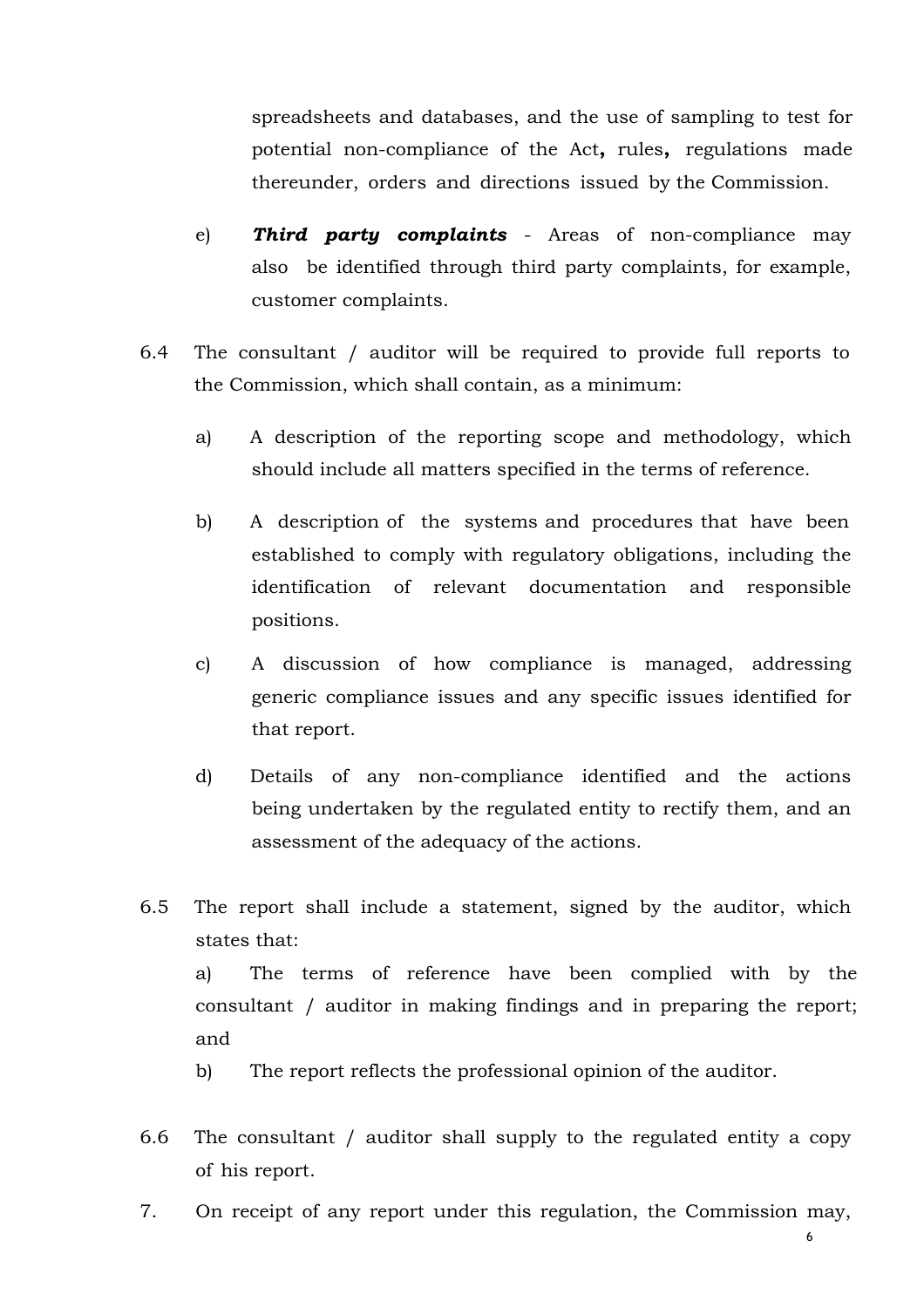spreadsheets and databases, and the use of sampling to test for potential non-compliance of the Act**,** rules**,** regulations made thereunder, orders and directions issued by the Commission.

e) ***Third party complaints*** - Areas of non-compliance may also be identified through third party complaints, for example, customer complaints.

6.4 The consultant / auditor will be required to provide full reports to the Commission, which shall contain, as a minimum:

a) A description of the reporting scope and methodology, which should include all matters specified in the terms of reference.

b) A description of the systems and procedures that have been established to comply with regulatory obligations, including the identification of relevant documentation and responsible positions.

c) A discussion of how compliance is managed, addressing generic compliance issues and any specific issues identified for that report.

d) Details of any non-compliance identified and the actions being undertaken by the regulated entity to rectify them, and an assessment of the adequacy of the actions.

6.5 The report shall include a statement, signed by the auditor, which states that:

a) The terms of reference have been complied with by the consultant / auditor in making findings and in preparing the report; and

b) The report reflects the professional opinion of the auditor.

6.6 The consultant / auditor shall supply to the regulated entity a copy of his report.

7. On receipt of any report under this regulation, the Commission may,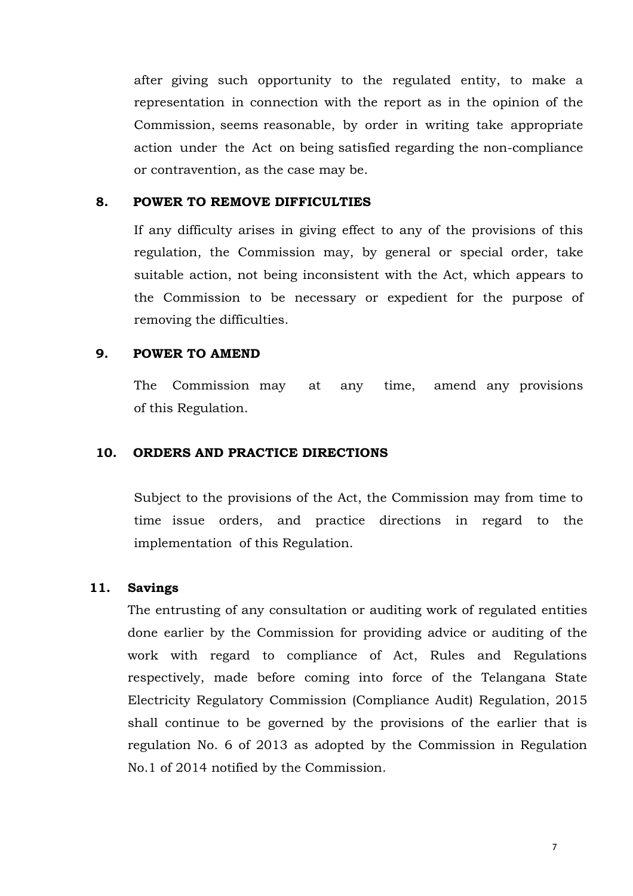after giving such opportunity to the regulated entity, to make a representation in connection with the report as in the opinion of the Commission, seems reasonable, by order in writing take appropriate action under the Act on being satisfied regarding the non-compliance or contravention, as the case may be.

**8. POWER TO REMOVE DIFFICULTIES**

If any difficulty arises in giving effect to any of the provisions of this regulation, the Commission may, by general or special order, take suitable action, not being inconsistent with the Act, which appears to the Commission to be necessary or expedient for the purpose of removing the difficulties.

**9. POWER TO AMEND**

The Commission may at any time, amend any provisions of this Regulation.

**10. ORDERS AND PRACTICE DIRECTIONS**

Subject to the provisions of the Act, the Commission may from time to time issue orders, and practice directions in regard to the implementation of this Regulation.

**11. Savings**

The entrusting of any consultation or auditing work of regulated entities done earlier by the Commission for providing advice or auditing of the work with regard to compliance of Act, Rules and Regulations respectively, made before coming into force of the Telangana State Electricity Regulatory Commission (Compliance Audit) Regulation, 2015 shall continue to be governed by the provisions of the earlier that is regulation No. 6 of 2013 as adopted by the Commission in Regulation No.1 of 2014 notified by the Commission.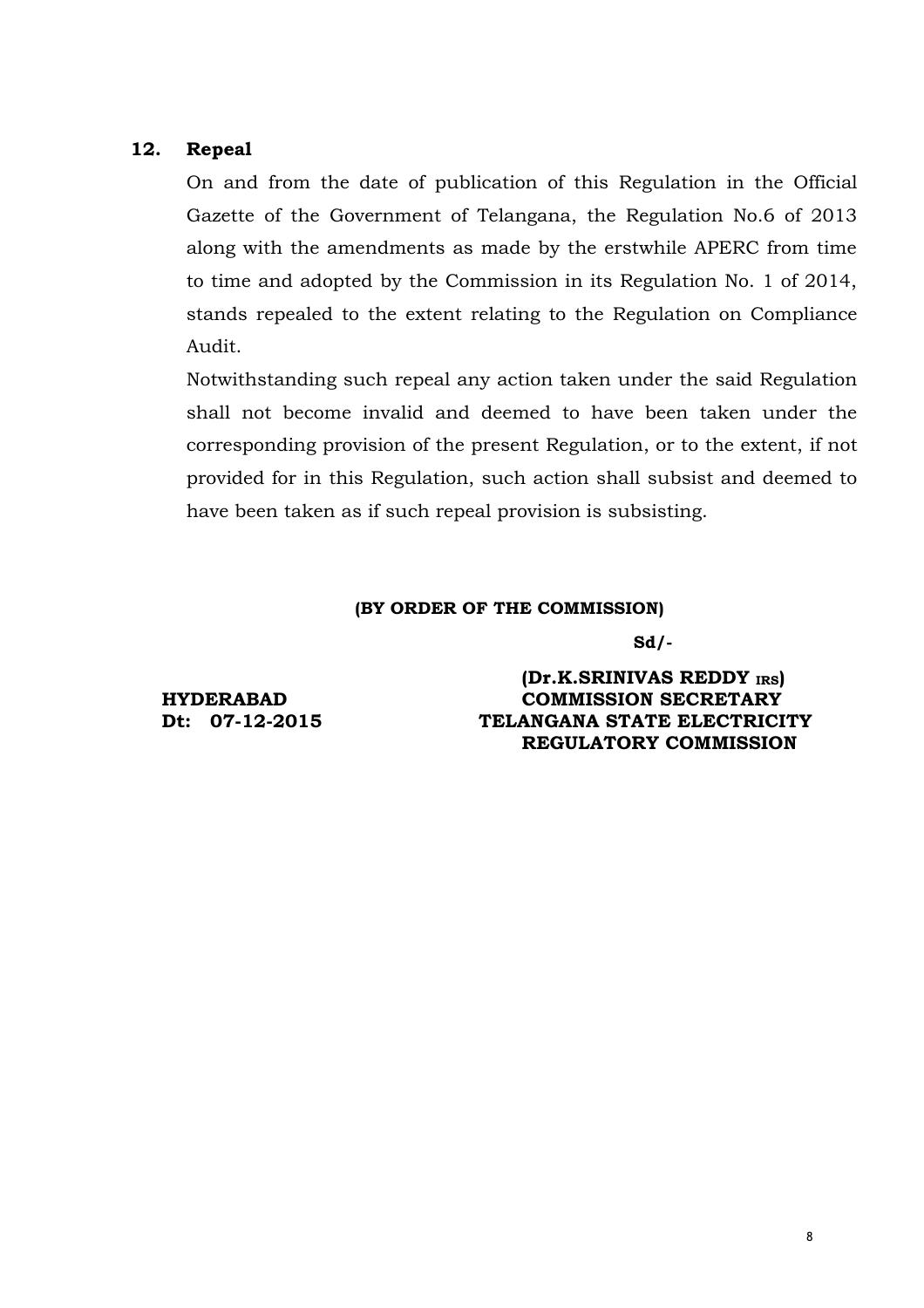## 12. Repeal

On and from the date of publication of this Regulation in the Official Gazette of the Government of Telangana, the Regulation No.6 of 2013 along with the amendments as made by the erstwhile APERC from time to time and adopted by the Commission in its Regulation No. 1 of 2014, stands repealed to the extent relating to the Regulation on Compliance Audit.

Notwithstanding such repeal any action taken under the said Regulation shall not become invalid and deemed to have been taken under the corresponding provision of the present Regulation, or to the extent, if not provided for in this Regulation, such action shall subsist and deemed to have been taken as if such repeal provision is subsisting.

**(BY ORDER OF THE COMMISSION)**

**Sd/-**

**(Dr.K.SRINIVAS REDDY IRS)**
**COMMISSION SECRETARY**
**TELANGANA STATE ELECTRICITY REGULATORY COMMISSION**

**HYDERABAD**
**Dt: 07-12-2015**